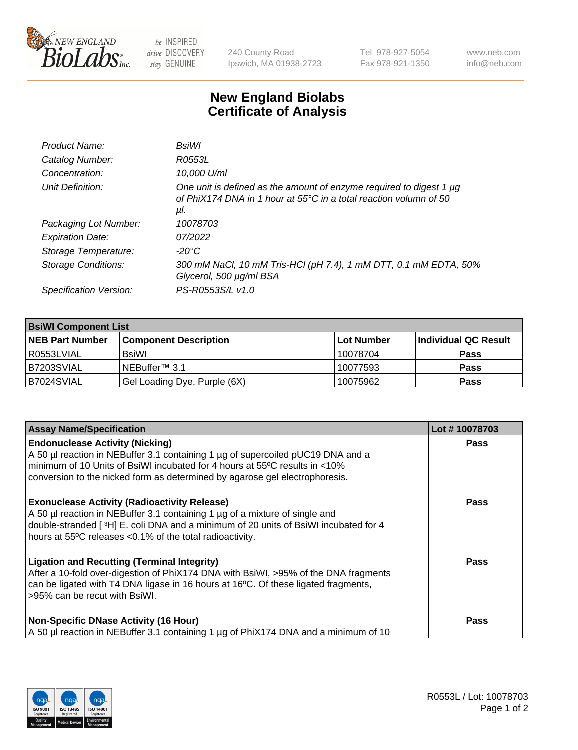# New England Biolabs Certificate of Analysis

| | |
|---|---|
| *Product Name:* | *BsiWI* |
| *Catalog Number:* | *R0553L* |
| *Concentration:* | *10,000 U/ml* |
| *Unit Definition:* | *One unit is defined as the amount of enzyme required to digest 1 µg of PhiX174 DNA in 1 hour at 55°C in a total reaction volumn of 50 µl.* |
| *Packaging Lot Number:* | *10078703* |
| *Expiration Date:* | *07/2022* |
| *Storage Temperature:* | *-20°C* |
| *Storage Conditions:* | *300 mM NaCl, 10 mM Tris-HCl (pH 7.4), 1 mM DTT, 0.1 mM EDTA, 50% Glycerol, 500 µg/ml BSA* |
| *Specification Version:* | *PS-R0553S/L v1.0* |

| **BsiWI Component List** | | | |
|---|---|---|---|
| **NEB Part Number** | **Component Description** | **Lot Number** | **Individual QC Result** |
| R0553LVIAL | BsiWI | 10078704 | **Pass** |
| B7203SVIAL | NEBuffer™ 3.1 | 10077593 | **Pass** |
| B7024SVIAL | Gel Loading Dye, Purple (6X) | 10075962 | **Pass** |

| **Assay Name/Specification** | **Lot # 10078703** |
|---|---|
| **Endonuclease Activity (Nicking)**<br>A 50 µl reaction in NEBuffer 3.1 containing 1 µg of supercoiled pUC19 DNA and a minimum of 10 Units of BsiWI incubated for 4 hours at 55ºC results in <10% conversion to the nicked form as determined by agarose gel electrophoresis. | **Pass** |
| **Exonuclease Activity (Radioactivity Release)**<br>A 50 µl reaction in NEBuffer 3.1 containing 1 µg of a mixture of single and double-stranded [ $^{3}$H] E. coli DNA and a minimum of 20 units of BsiWI incubated for 4 hours at 55ºC releases <0.1% of the total radioactivity. | **Pass** |
| **Ligation and Recutting (Terminal Integrity)**<br>After a 10-fold over-digestion of PhiX174 DNA with BsiWI, >95% of the DNA fragments can be ligated with T4 DNA ligase in 16 hours at 16ºC. Of these ligated fragments, >95% can be recut with BsiWI. | **Pass** |
| **Non-Specific DNase Activity (16 Hour)**<br>A 50 µl reaction in NEBuffer 3.1 containing 1 µg of PhiX174 DNA and a minimum of 10 | **Pass** |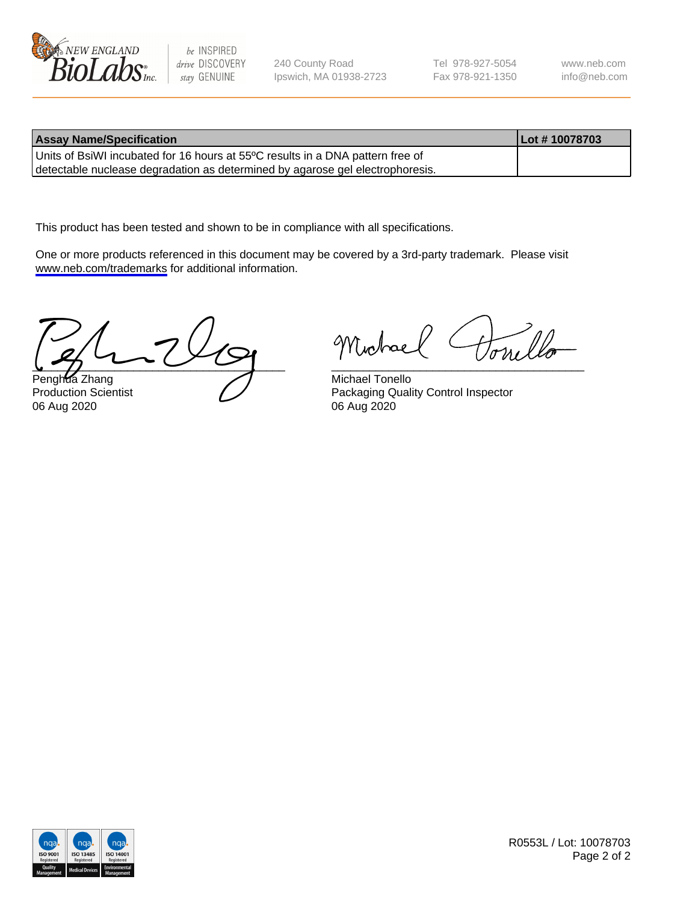| Assay Name/Specification | Lot # 10078703 |
|---|---|
| Units of BsiWI incubated for 16 hours at 55ºC results in a DNA pattern free of detectable nuclease degradation as determined by agarose gel electrophoresis. | |

This product has been tested and shown to be in compliance with all specifications.

One or more products referenced in this document may be covered by a 3rd-party trademark. Please visit www.neb.com/trademarks for additional information.

Penghua Zhang
Production Scientist
06 Aug 2020

Michael Tonello
Packaging Quality Control Inspector
06 Aug 2020

R0553L / Lot: 10078703